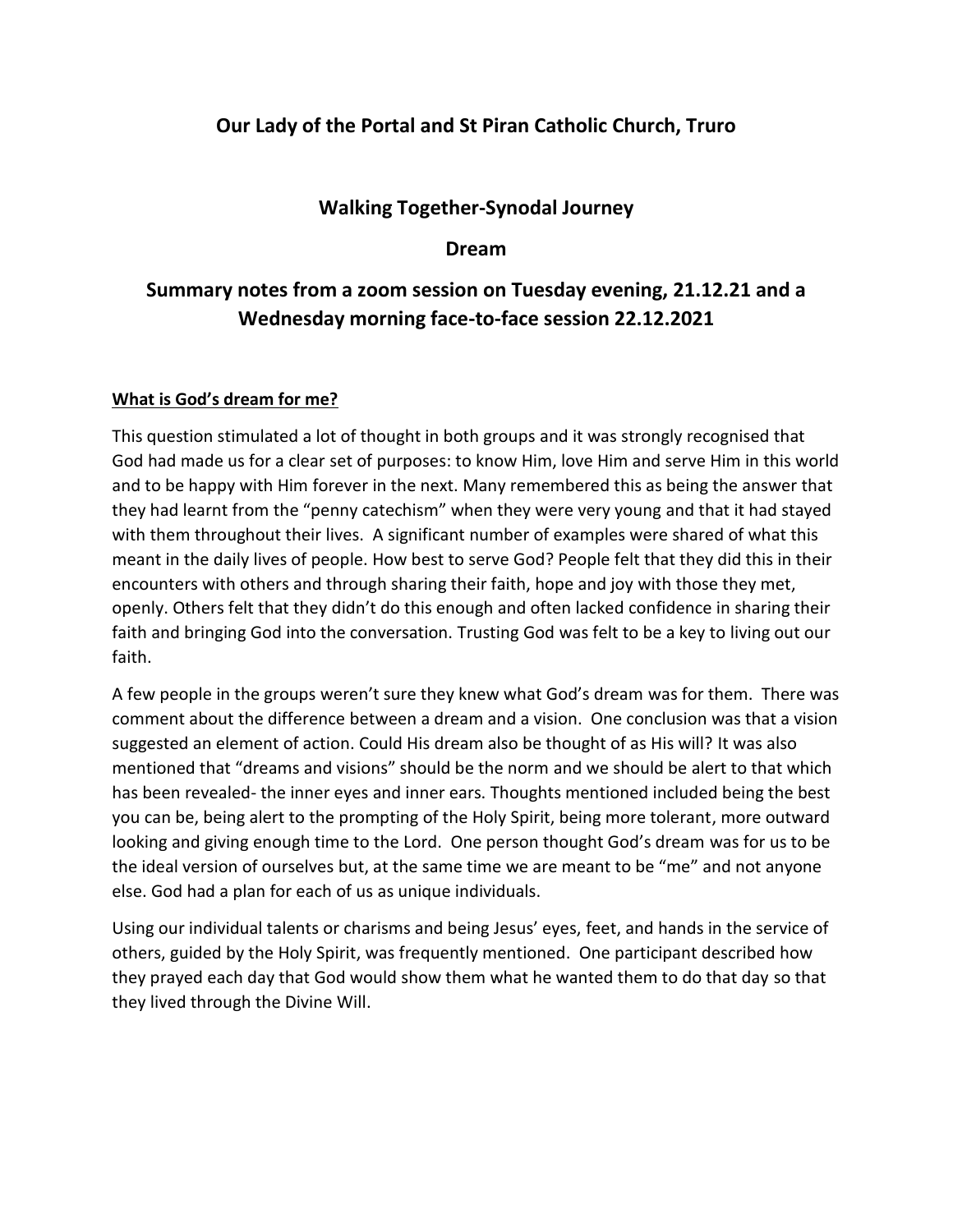## Our Lady of the Portal and St Piran Catholic Church, Truro

## Walking Together-Synodal Journey

## Dream

## Summary notes from a zoom session on Tuesday evening, 21.12.21 and a Wednesday morning face-to-face session 22.12.2021

**What is God's dream for me?**

This question stimulated a lot of thought in both groups and it was strongly recognised that God had made us for a clear set of purposes: to know Him, love Him and serve Him in this world and to be happy with Him forever in the next. Many remembered this as being the answer that they had learnt from the "penny catechism" when they were very young and that it had stayed with them throughout their lives. A significant number of examples were shared of what this meant in the daily lives of people. How best to serve God? People felt that they did this in their encounters with others and through sharing their faith, hope and joy with those they met, openly. Others felt that they didn't do this enough and often lacked confidence in sharing their faith and bringing God into the conversation. Trusting God was felt to be a key to living out our faith.

A few people in the groups weren't sure they knew what God's dream was for them. There was comment about the difference between a dream and a vision. One conclusion was that a vision suggested an element of action. Could His dream also be thought of as His will? It was also mentioned that "dreams and visions" should be the norm and we should be alert to that which has been revealed- the inner eyes and inner ears. Thoughts mentioned included being the best you can be, being alert to the prompting of the Holy Spirit, being more tolerant, more outward looking and giving enough time to the Lord. One person thought God's dream was for us to be the ideal version of ourselves but, at the same time we are meant to be "me" and not anyone else. God had a plan for each of us as unique individuals.

Using our individual talents or charisms and being Jesus' eyes, feet, and hands in the service of others, guided by the Holy Spirit, was frequently mentioned. One participant described how they prayed each day that God would show them what he wanted them to do that day so that they lived through the Divine Will.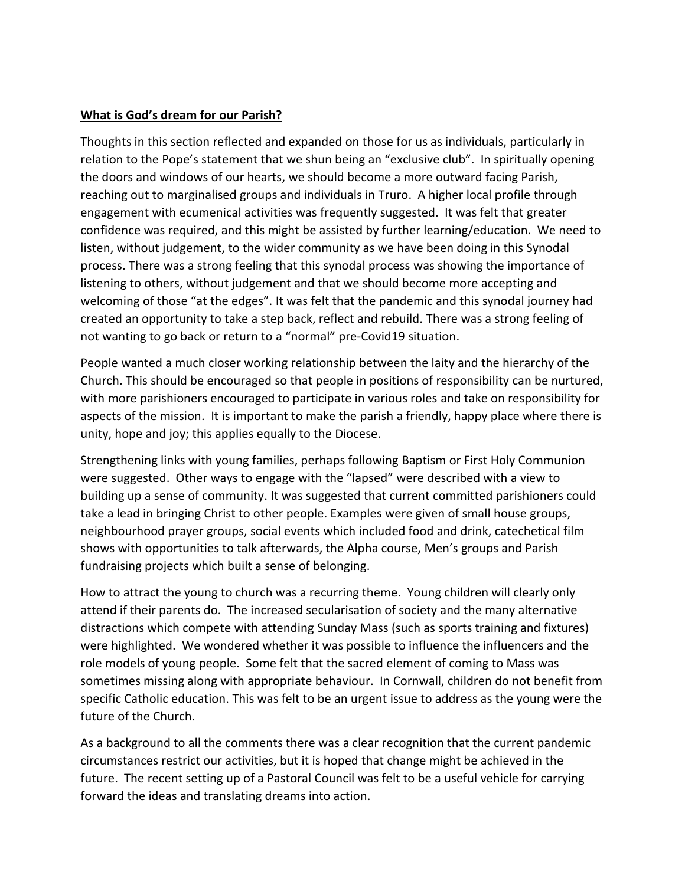**What is God's dream for our Parish?**

Thoughts in this section reflected and expanded on those for us as individuals, particularly in relation to the Pope's statement that we shun being an "exclusive club". In spiritually opening the doors and windows of our hearts, we should become a more outward facing Parish, reaching out to marginalised groups and individuals in Truro. A higher local profile through engagement with ecumenical activities was frequently suggested. It was felt that greater confidence was required, and this might be assisted by further learning/education. We need to listen, without judgement, to the wider community as we have been doing in this Synodal process. There was a strong feeling that this synodal process was showing the importance of listening to others, without judgement and that we should become more accepting and welcoming of those "at the edges". It was felt that the pandemic and this synodal journey had created an opportunity to take a step back, reflect and rebuild. There was a strong feeling of not wanting to go back or return to a "normal" pre-Covid19 situation.

People wanted a much closer working relationship between the laity and the hierarchy of the Church. This should be encouraged so that people in positions of responsibility can be nurtured, with more parishioners encouraged to participate in various roles and take on responsibility for aspects of the mission. It is important to make the parish a friendly, happy place where there is unity, hope and joy; this applies equally to the Diocese.

Strengthening links with young families, perhaps following Baptism or First Holy Communion were suggested. Other ways to engage with the "lapsed" were described with a view to building up a sense of community. It was suggested that current committed parishioners could take a lead in bringing Christ to other people. Examples were given of small house groups, neighbourhood prayer groups, social events which included food and drink, catechetical film shows with opportunities to talk afterwards, the Alpha course, Men's groups and Parish fundraising projects which built a sense of belonging.

How to attract the young to church was a recurring theme. Young children will clearly only attend if their parents do. The increased secularisation of society and the many alternative distractions which compete with attending Sunday Mass (such as sports training and fixtures) were highlighted. We wondered whether it was possible to influence the influencers and the role models of young people. Some felt that the sacred element of coming to Mass was sometimes missing along with appropriate behaviour. In Cornwall, children do not benefit from specific Catholic education. This was felt to be an urgent issue to address as the young were the future of the Church.

As a background to all the comments there was a clear recognition that the current pandemic circumstances restrict our activities, but it is hoped that change might be achieved in the future. The recent setting up of a Pastoral Council was felt to be a useful vehicle for carrying forward the ideas and translating dreams into action.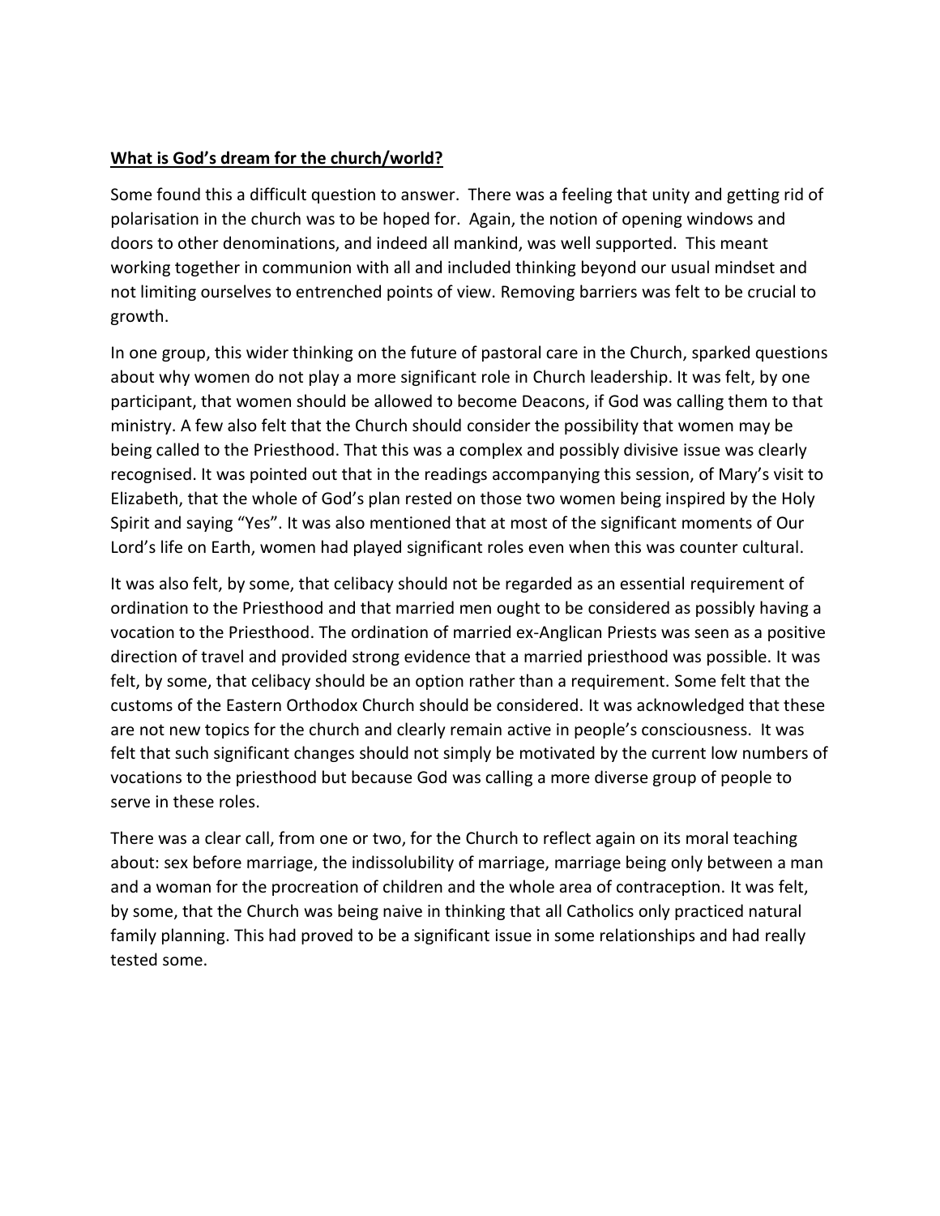**What is God's dream for the church/world?**

Some found this a difficult question to answer. There was a feeling that unity and getting rid of polarisation in the church was to be hoped for. Again, the notion of opening windows and doors to other denominations, and indeed all mankind, was well supported. This meant working together in communion with all and included thinking beyond our usual mindset and not limiting ourselves to entrenched points of view. Removing barriers was felt to be crucial to growth.

In one group, this wider thinking on the future of pastoral care in the Church, sparked questions about why women do not play a more significant role in Church leadership. It was felt, by one participant, that women should be allowed to become Deacons, if God was calling them to that ministry. A few also felt that the Church should consider the possibility that women may be being called to the Priesthood. That this was a complex and possibly divisive issue was clearly recognised. It was pointed out that in the readings accompanying this session, of Mary's visit to Elizabeth, that the whole of God's plan rested on those two women being inspired by the Holy Spirit and saying "Yes". It was also mentioned that at most of the significant moments of Our Lord's life on Earth, women had played significant roles even when this was counter cultural.

It was also felt, by some, that celibacy should not be regarded as an essential requirement of ordination to the Priesthood and that married men ought to be considered as possibly having a vocation to the Priesthood. The ordination of married ex-Anglican Priests was seen as a positive direction of travel and provided strong evidence that a married priesthood was possible. It was felt, by some, that celibacy should be an option rather than a requirement. Some felt that the customs of the Eastern Orthodox Church should be considered. It was acknowledged that these are not new topics for the church and clearly remain active in people's consciousness. It was felt that such significant changes should not simply be motivated by the current low numbers of vocations to the priesthood but because God was calling a more diverse group of people to serve in these roles.

There was a clear call, from one or two, for the Church to reflect again on its moral teaching about: sex before marriage, the indissolubility of marriage, marriage being only between a man and a woman for the procreation of children and the whole area of contraception. It was felt, by some, that the Church was being naive in thinking that all Catholics only practiced natural family planning. This had proved to be a significant issue in some relationships and had really tested some.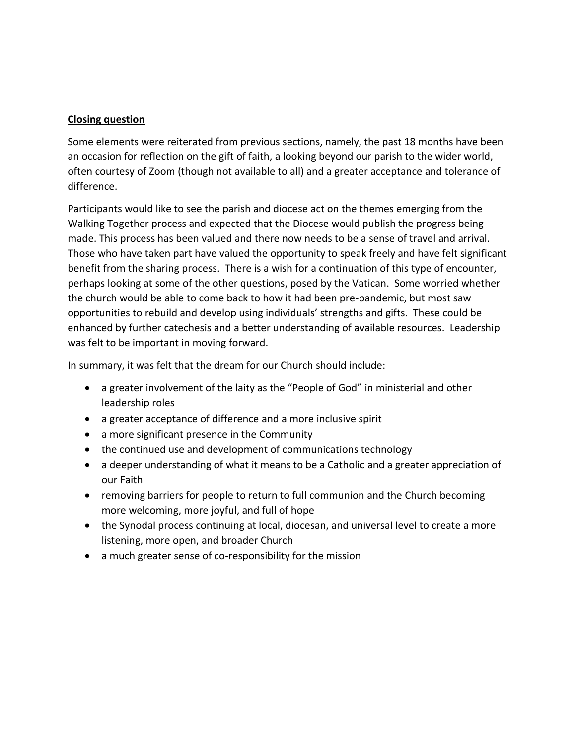**Closing question**

Some elements were reiterated from previous sections, namely, the past 18 months have been an occasion for reflection on the gift of faith, a looking beyond our parish to the wider world, often courtesy of Zoom (though not available to all) and a greater acceptance and tolerance of difference.

Participants would like to see the parish and diocese act on the themes emerging from the Walking Together process and expected that the Diocese would publish the progress being made. This process has been valued and there now needs to be a sense of travel and arrival. Those who have taken part have valued the opportunity to speak freely and have felt significant benefit from the sharing process. There is a wish for a continuation of this type of encounter, perhaps looking at some of the other questions, posed by the Vatican. Some worried whether the church would be able to come back to how it had been pre-pandemic, but most saw opportunities to rebuild and develop using individuals' strengths and gifts. These could be enhanced by further catechesis and a better understanding of available resources. Leadership was felt to be important in moving forward.

In summary, it was felt that the dream for our Church should include:

- a greater involvement of the laity as the "People of God" in ministerial and other leadership roles
- a greater acceptance of difference and a more inclusive spirit
- a more significant presence in the Community
- the continued use and development of communications technology
- a deeper understanding of what it means to be a Catholic and a greater appreciation of our Faith
- removing barriers for people to return to full communion and the Church becoming more welcoming, more joyful, and full of hope
- the Synodal process continuing at local, diocesan, and universal level to create a more listening, more open, and broader Church
- a much greater sense of co-responsibility for the mission